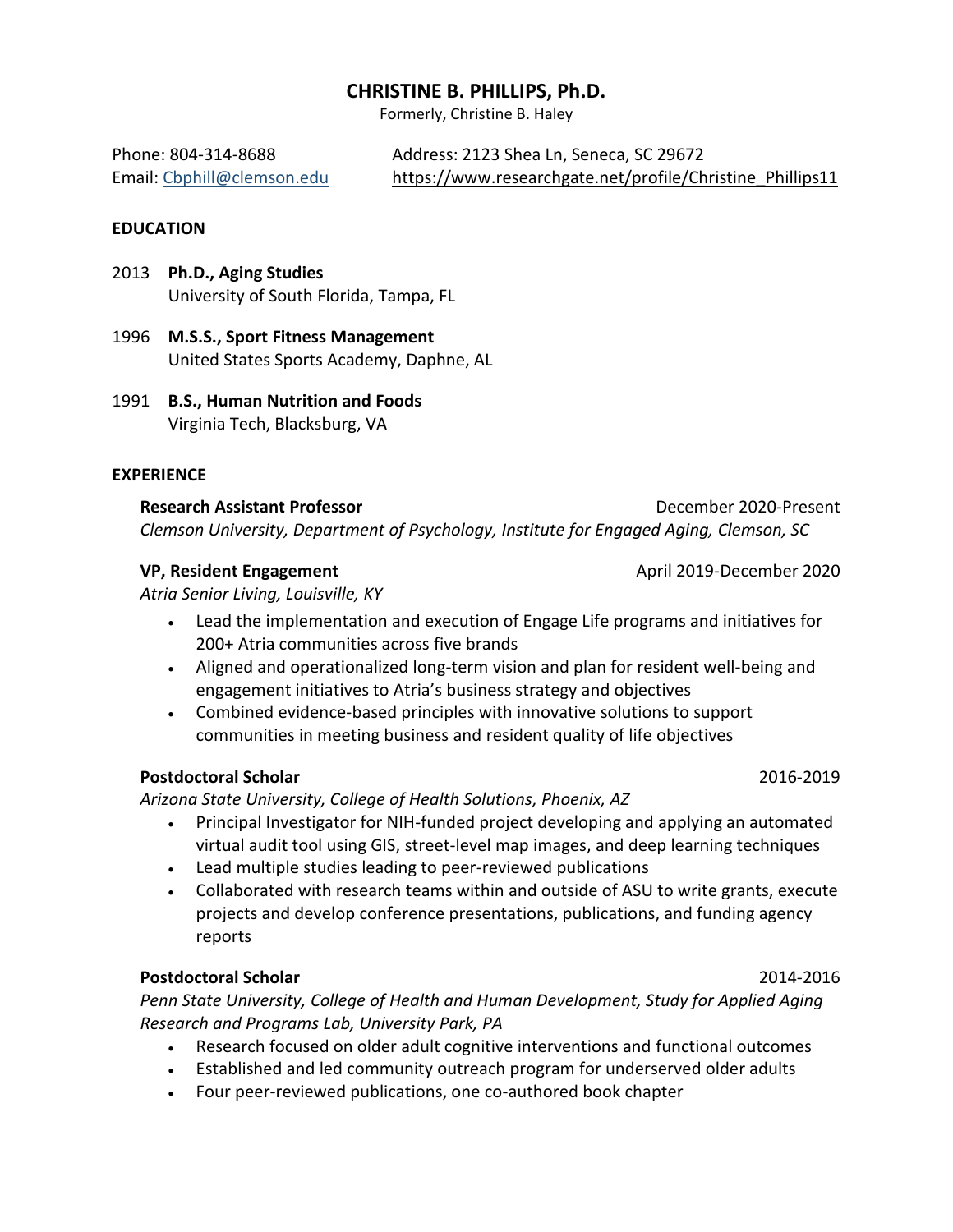# CHRISTINE B. PHILLIPS, Ph.D.

Formerly, Christine B. Haley

Phone: 804-314-8688
Email: Cbphill@clemson.edu

Address: 2123 Shea Ln, Seneca, SC 29672
https://www.researchgate.net/profile/Christine_Phillips11

## EDUCATION

2013 **Ph.D., Aging Studies**
University of South Florida, Tampa, FL

1996 **M.S.S., Sport Fitness Management**
United States Sports Academy, Daphne, AL

1991 **B.S., Human Nutrition and Foods**
Virginia Tech, Blacksburg, VA

## EXPERIENCE

**Research Assistant Professor** December 2020-Present
*Clemson University, Department of Psychology, Institute for Engaged Aging, Clemson, SC*

**VP, Resident Engagement** April 2019-December 2020
*Atria Senior Living, Louisville, KY*

- Lead the implementation and execution of Engage Life programs and initiatives for 200+ Atria communities across five brands
- Aligned and operationalized long-term vision and plan for resident well-being and engagement initiatives to Atria's business strategy and objectives
- Combined evidence-based principles with innovative solutions to support communities in meeting business and resident quality of life objectives

**Postdoctoral Scholar** 2016-2019
*Arizona State University, College of Health Solutions, Phoenix, AZ*

- Principal Investigator for NIH-funded project developing and applying an automated virtual audit tool using GIS, street-level map images, and deep learning techniques
- Lead multiple studies leading to peer-reviewed publications
- Collaborated with research teams within and outside of ASU to write grants, execute projects and develop conference presentations, publications, and funding agency reports

**Postdoctoral Scholar** 2014-2016
*Penn State University, College of Health and Human Development, Study for Applied Aging Research and Programs Lab, University Park, PA*

- Research focused on older adult cognitive interventions and functional outcomes
- Established and led community outreach program for underserved older adults
- Four peer-reviewed publications, one co-authored book chapter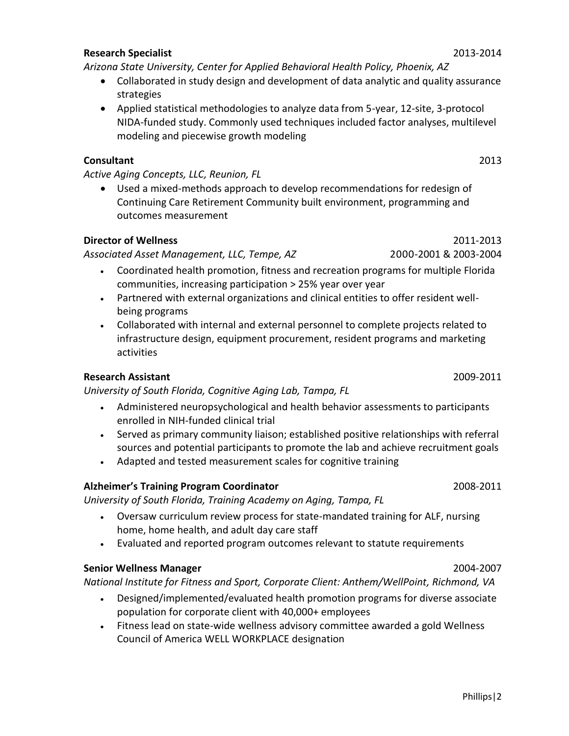**Research Specialist** 2013-2014

*Arizona State University, Center for Applied Behavioral Health Policy, Phoenix, AZ*

- Collaborated in study design and development of data analytic and quality assurance strategies
- Applied statistical methodologies to analyze data from 5-year, 12-site, 3-protocol NIDA-funded study. Commonly used techniques included factor analyses, multilevel modeling and piecewise growth modeling

**Consultant** 2013

*Active Aging Concepts, LLC, Reunion, FL*

- Used a mixed-methods approach to develop recommendations for redesign of Continuing Care Retirement Community built environment, programming and outcomes measurement

**Director of Wellness** 2011-2013

*Associated Asset Management, LLC, Tempe, AZ* 2000-2001 & 2003-2004

- Coordinated health promotion, fitness and recreation programs for multiple Florida communities, increasing participation > 25% year over year
- Partnered with external organizations and clinical entities to offer resident well-being programs
- Collaborated with internal and external personnel to complete projects related to infrastructure design, equipment procurement, resident programs and marketing activities

**Research Assistant** 2009-2011

*University of South Florida, Cognitive Aging Lab, Tampa, FL*

- Administered neuropsychological and health behavior assessments to participants enrolled in NIH-funded clinical trial
- Served as primary community liaison; established positive relationships with referral sources and potential participants to promote the lab and achieve recruitment goals
- Adapted and tested measurement scales for cognitive training

**Alzheimer's Training Program Coordinator** 2008-2011

*University of South Florida, Training Academy on Aging, Tampa, FL*

- Oversaw curriculum review process for state-mandated training for ALF, nursing home, home health, and adult day care staff
- Evaluated and reported program outcomes relevant to statute requirements

**Senior Wellness Manager** 2004-2007

*National Institute for Fitness and Sport, Corporate Client: Anthem/WellPoint, Richmond, VA*

- Designed/implemented/evaluated health promotion programs for diverse associate population for corporate client with 40,000+ employees
- Fitness lead on state-wide wellness advisory committee awarded a gold Wellness Council of America WELL WORKPLACE designation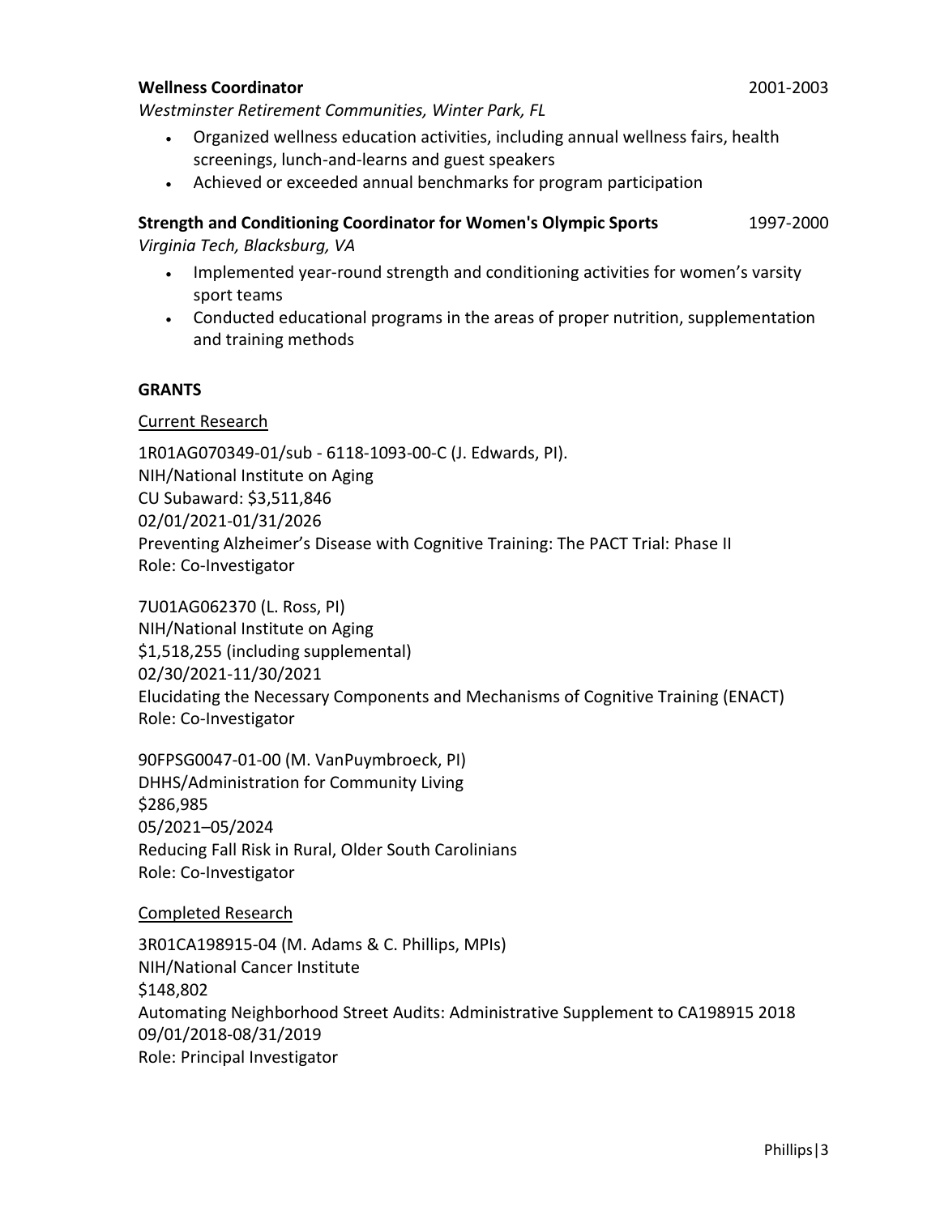**Wellness Coordinator** 2001-2003

*Westminster Retirement Communities, Winter Park, FL*

- Organized wellness education activities, including annual wellness fairs, health screenings, lunch-and-learns and guest speakers
- Achieved or exceeded annual benchmarks for program participation

**Strength and Conditioning Coordinator for Women's Olympic Sports** 1997-2000

*Virginia Tech, Blacksburg, VA*

- Implemented year-round strength and conditioning activities for women's varsity sport teams
- Conducted educational programs in the areas of proper nutrition, supplementation and training methods

## GRANTS

Current Research

1R01AG070349-01/sub - 6118-1093-00-C (J. Edwards, PI).
NIH/National Institute on Aging
CU Subaward: $3,511,846
02/01/2021-01/31/2026
Preventing Alzheimer's Disease with Cognitive Training: The PACT Trial: Phase II
Role: Co-Investigator

7U01AG062370 (L. Ross, PI)
NIH/National Institute on Aging
$1,518,255 (including supplemental)
02/30/2021-11/30/2021
Elucidating the Necessary Components and Mechanisms of Cognitive Training (ENACT)
Role: Co-Investigator

90FPSG0047-01-00 (M. VanPuymbroeck, PI)
DHHS/Administration for Community Living
$286,985
05/2021–05/2024
Reducing Fall Risk in Rural, Older South Carolinians
Role: Co-Investigator

Completed Research

3R01CA198915-04 (M. Adams & C. Phillips, MPIs)
NIH/National Cancer Institute
$148,802
Automating Neighborhood Street Audits: Administrative Supplement to CA198915 2018
09/01/2018-08/31/2019
Role: Principal Investigator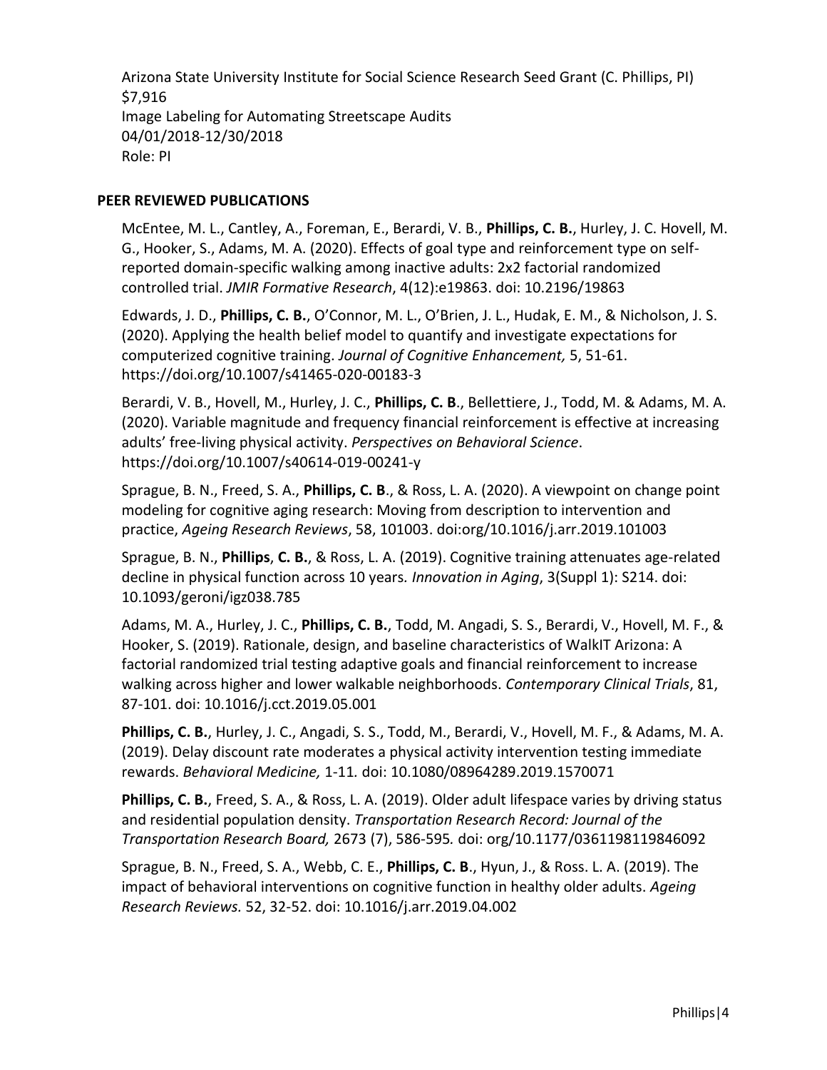Arizona State University Institute for Social Science Research Seed Grant (C. Phillips, PI)
$7,916
Image Labeling for Automating Streetscape Audits
04/01/2018-12/30/2018
Role: PI

## PEER REVIEWED PUBLICATIONS

McEntee, M. L., Cantley, A., Foreman, E., Berardi, V. B., **Phillips, C. B.**, Hurley, J. C. Hovell, M. G., Hooker, S., Adams, M. A. (2020). Effects of goal type and reinforcement type on self-reported domain-specific walking among inactive adults: 2x2 factorial randomized controlled trial. *JMIR Formative Research*, 4(12):e19863. doi: 10.2196/19863

Edwards, J. D., **Phillips, C. B.**, O'Connor, M. L., O'Brien, J. L., Hudak, E. M., & Nicholson, J. S. (2020). Applying the health belief model to quantify and investigate expectations for computerized cognitive training. *Journal of Cognitive Enhancement,* 5, 51-61. https://doi.org/10.1007/s41465-020-00183-3

Berardi, V. B., Hovell, M., Hurley, J. C., **Phillips, C. B**., Bellettiere, J., Todd, M. & Adams, M. A. (2020). Variable magnitude and frequency financial reinforcement is effective at increasing adults' free-living physical activity. *Perspectives on Behavioral Science*. https://doi.org/10.1007/s40614-019-00241-y

Sprague, B. N., Freed, S. A., **Phillips, C. B**., & Ross, L. A. (2020). A viewpoint on change point modeling for cognitive aging research: Moving from description to intervention and practice, *Ageing Research Reviews*, 58, 101003. doi:org/10.1016/j.arr.2019.101003

Sprague, B. N., **Phillips**, **C. B.**, & Ross, L. A. (2019). Cognitive training attenuates age-related decline in physical function across 10 years. *Innovation in Aging*, 3(Suppl 1): S214. doi: 10.1093/geroni/igz038.785

Adams, M. A., Hurley, J. C., **Phillips, C. B.**, Todd, M. Angadi, S. S., Berardi, V., Hovell, M. F., & Hooker, S. (2019). Rationale, design, and baseline characteristics of WalkIT Arizona: A factorial randomized trial testing adaptive goals and financial reinforcement to increase walking across higher and lower walkable neighborhoods. *Contemporary Clinical Trials*, 81, 87-101. doi: 10.1016/j.cct.2019.05.001

**Phillips, C. B.**, Hurley, J. C., Angadi, S. S., Todd, M., Berardi, V., Hovell, M. F., & Adams, M. A. (2019). Delay discount rate moderates a physical activity intervention testing immediate rewards. *Behavioral Medicine,* 1-11*.* doi: 10.1080/08964289.2019.1570071

**Phillips, C. B.**, Freed, S. A., & Ross, L. A. (2019). Older adult lifespace varies by driving status and residential population density. *Transportation Research Record: Journal of the Transportation Research Board,* 2673 (7), 586-595*.* doi: org/10.1177/0361198119846092

Sprague, B. N., Freed, S. A., Webb, C. E., **Phillips, C. B**., Hyun, J., & Ross. L. A. (2019). The impact of behavioral interventions on cognitive function in healthy older adults. *Ageing Research Reviews.* 52, 32-52. doi: 10.1016/j.arr.2019.04.002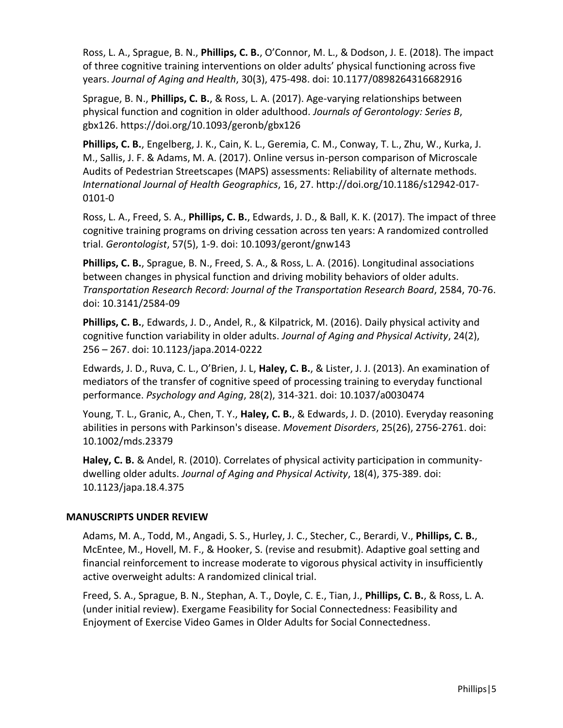Ross, L. A., Sprague, B. N., **Phillips, C. B.**, O'Connor, M. L., & Dodson, J. E. (2018). The impact of three cognitive training interventions on older adults' physical functioning across five years. *Journal of Aging and Health*, 30(3), 475-498. doi: 10.1177/0898264316682916

Sprague, B. N., **Phillips, C. B.**, & Ross, L. A. (2017). Age-varying relationships between physical function and cognition in older adulthood. *Journals of Gerontology: Series B*, gbx126. https://doi.org/10.1093/geronb/gbx126

**Phillips, C. B.**, Engelberg, J. K., Cain, K. L., Geremia, C. M., Conway, T. L., Zhu, W., Kurka, J. M., Sallis, J. F. & Adams, M. A. (2017). Online versus in-person comparison of Microscale Audits of Pedestrian Streetscapes (MAPS) assessments: Reliability of alternate methods. *International Journal of Health Geographics*, 16, 27. http://doi.org/10.1186/s12942-017-0101-0

Ross, L. A., Freed, S. A., **Phillips, C. B.**, Edwards, J. D., & Ball, K. K. (2017). The impact of three cognitive training programs on driving cessation across ten years: A randomized controlled trial. *Gerontologist*, 57(5), 1-9. doi: 10.1093/geront/gnw143

**Phillips, C. B.**, Sprague, B. N., Freed, S. A., & Ross, L. A. (2016). Longitudinal associations between changes in physical function and driving mobility behaviors of older adults. *Transportation Research Record: Journal of the Transportation Research Board*, 2584, 70-76. doi: 10.3141/2584-09

**Phillips, C. B.**, Edwards, J. D., Andel, R., & Kilpatrick, M. (2016). Daily physical activity and cognitive function variability in older adults. *Journal of Aging and Physical Activity*, 24(2), 256 – 267. doi: 10.1123/japa.2014-0222

Edwards, J. D., Ruva, C. L., O'Brien, J. L, **Haley, C. B.**, & Lister, J. J. (2013). An examination of mediators of the transfer of cognitive speed of processing training to everyday functional performance. *Psychology and Aging*, 28(2), 314-321. doi: 10.1037/a0030474

Young, T. L., Granic, A., Chen, T. Y., **Haley, C. B.**, & Edwards, J. D. (2010). Everyday reasoning abilities in persons with Parkinson's disease. *Movement Disorders*, 25(26), 2756-2761. doi: 10.1002/mds.23379

**Haley, C. B.** & Andel, R. (2010). Correlates of physical activity participation in community-dwelling older adults. *Journal of Aging and Physical Activity*, 18(4), 375-389. doi: 10.1123/japa.18.4.375

## MANUSCRIPTS UNDER REVIEW

Adams, M. A., Todd, M., Angadi, S. S., Hurley, J. C., Stecher, C., Berardi, V., **Phillips, C. B.**, McEntee, M., Hovell, M. F., & Hooker, S. (revise and resubmit). Adaptive goal setting and financial reinforcement to increase moderate to vigorous physical activity in insufficiently active overweight adults: A randomized clinical trial.

Freed, S. A., Sprague, B. N., Stephan, A. T., Doyle, C. E., Tian, J., **Phillips, C. B.**, & Ross, L. A. (under initial review). Exergame Feasibility for Social Connectedness: Feasibility and Enjoyment of Exercise Video Games in Older Adults for Social Connectedness.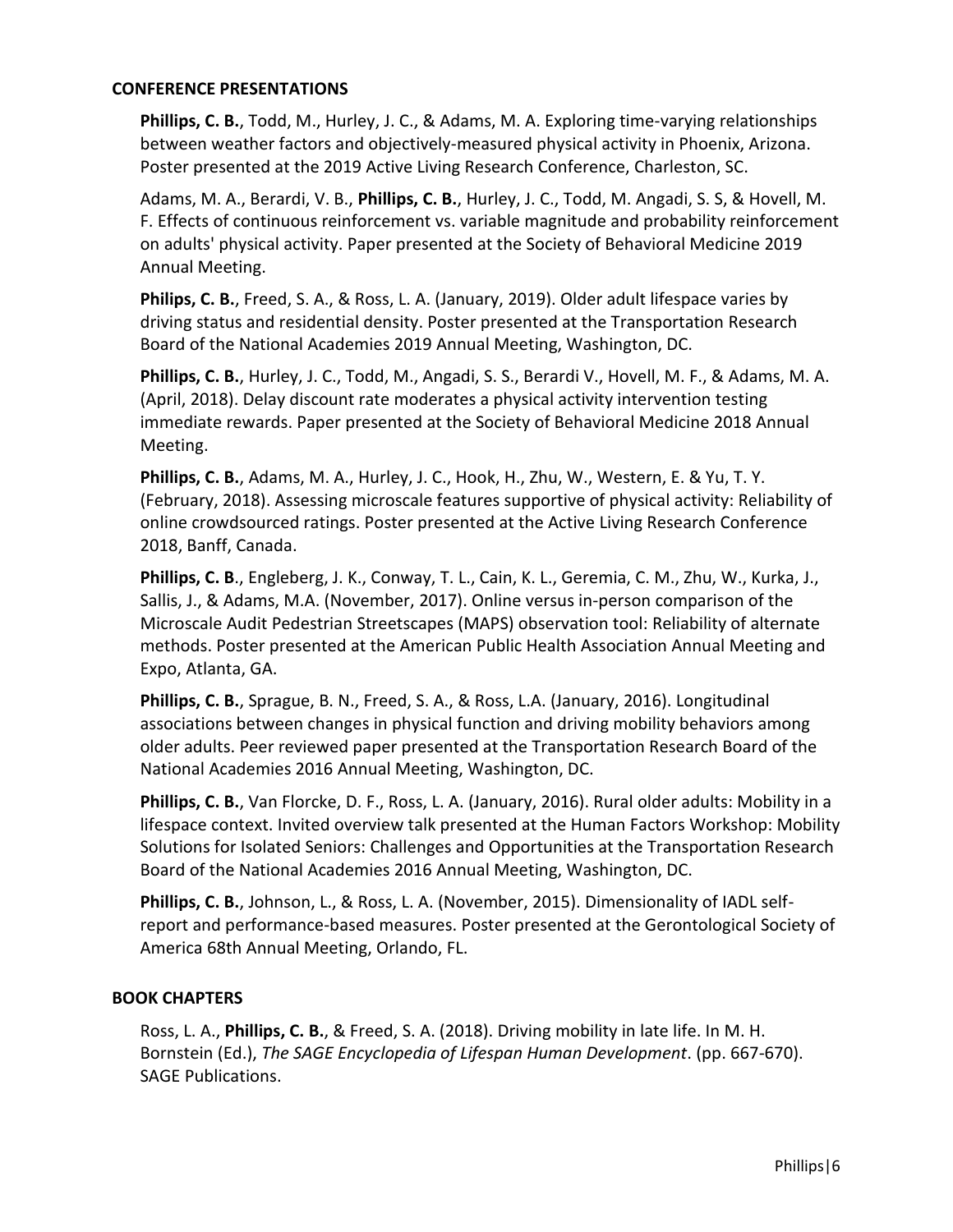## CONFERENCE PRESENTATIONS

**Phillips, C. B.**, Todd, M., Hurley, J. C., & Adams, M. A. Exploring time-varying relationships between weather factors and objectively-measured physical activity in Phoenix, Arizona. Poster presented at the 2019 Active Living Research Conference, Charleston, SC.

Adams, M. A., Berardi, V. B., **Phillips, C. B.**, Hurley, J. C., Todd, M. Angadi, S. S, & Hovell, M. F. Effects of continuous reinforcement vs. variable magnitude and probability reinforcement on adults' physical activity. Paper presented at the Society of Behavioral Medicine 2019 Annual Meeting.

**Philips, C. B.**, Freed, S. A., & Ross, L. A. (January, 2019). Older adult lifespace varies by driving status and residential density. Poster presented at the Transportation Research Board of the National Academies 2019 Annual Meeting, Washington, DC.

**Phillips, C. B.**, Hurley, J. C., Todd, M., Angadi, S. S., Berardi V., Hovell, M. F., & Adams, M. A. (April, 2018). Delay discount rate moderates a physical activity intervention testing immediate rewards. Paper presented at the Society of Behavioral Medicine 2018 Annual Meeting.

**Phillips, C. B.**, Adams, M. A., Hurley, J. C., Hook, H., Zhu, W., Western, E. & Yu, T. Y. (February, 2018). Assessing microscale features supportive of physical activity: Reliability of online crowdsourced ratings. Poster presented at the Active Living Research Conference 2018, Banff, Canada.

**Phillips, C. B**., Engleberg, J. K., Conway, T. L., Cain, K. L., Geremia, C. M., Zhu, W., Kurka, J., Sallis, J., & Adams, M.A. (November, 2017). Online versus in-person comparison of the Microscale Audit Pedestrian Streetscapes (MAPS) observation tool: Reliability of alternate methods. Poster presented at the American Public Health Association Annual Meeting and Expo, Atlanta, GA.

**Phillips, C. B.**, Sprague, B. N., Freed, S. A., & Ross, L.A. (January, 2016). Longitudinal associations between changes in physical function and driving mobility behaviors among older adults. Peer reviewed paper presented at the Transportation Research Board of the National Academies 2016 Annual Meeting, Washington, DC.

**Phillips, C. B.**, Van Florcke, D. F., Ross, L. A. (January, 2016). Rural older adults: Mobility in a lifespace context. Invited overview talk presented at the Human Factors Workshop: Mobility Solutions for Isolated Seniors: Challenges and Opportunities at the Transportation Research Board of the National Academies 2016 Annual Meeting, Washington, DC.

**Phillips, C. B.**, Johnson, L., & Ross, L. A. (November, 2015). Dimensionality of IADL self-report and performance-based measures. Poster presented at the Gerontological Society of America 68th Annual Meeting, Orlando, FL.

## BOOK CHAPTERS

Ross, L. A., **Phillips, C. B.**, & Freed, S. A. (2018). Driving mobility in late life. In M. H. Bornstein (Ed.), *The SAGE Encyclopedia of Lifespan Human Development*. (pp. 667-670). SAGE Publications.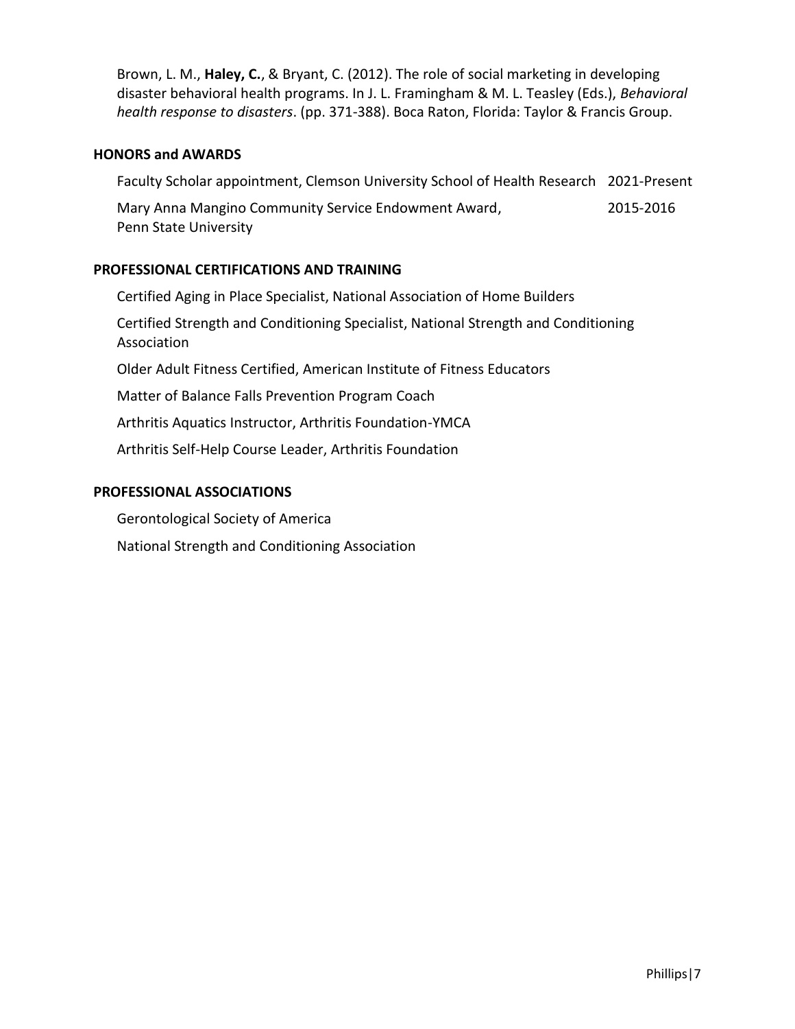Brown, L. M., **Haley, C.**, & Bryant, C. (2012). The role of social marketing in developing disaster behavioral health programs. In J. L. Framingham & M. L. Teasley (Eds.), *Behavioral health response to disasters*. (pp. 371-388). Boca Raton, Florida: Taylor & Francis Group.

## HONORS and AWARDS

| | |
|---|---|
| Faculty Scholar appointment, Clemson University School of Health Research | 2021-Present |
| Mary Anna Mangino Community Service Endowment Award, Penn State University | 2015-2016 |

## PROFESSIONAL CERTIFICATIONS AND TRAINING

Certified Aging in Place Specialist, National Association of Home Builders

Certified Strength and Conditioning Specialist, National Strength and Conditioning Association

Older Adult Fitness Certified, American Institute of Fitness Educators

Matter of Balance Falls Prevention Program Coach

Arthritis Aquatics Instructor, Arthritis Foundation-YMCA

Arthritis Self-Help Course Leader, Arthritis Foundation

## PROFESSIONAL ASSOCIATIONS

Gerontological Society of America

National Strength and Conditioning Association